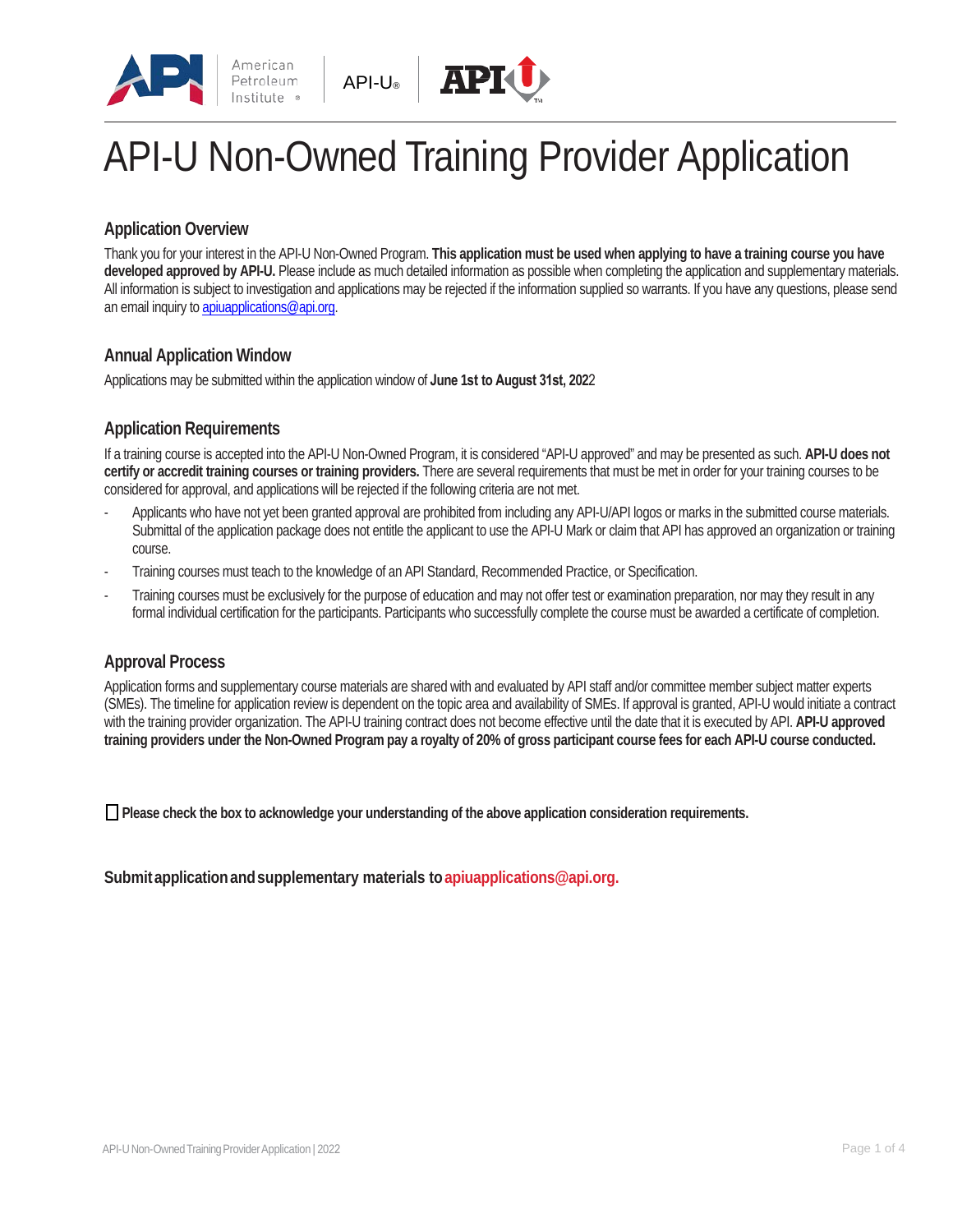# API-U Non-Owned Training Provider Application

## Application Overview

Thank you for your interest in the API-U Non-Owned Program. **This application must be used when applying to have a training course you have developed approved by API-U.** Please include as much detailed information as possible when completing the application and supplementary materials. All information is subject to investigation and applications may be rejected if the information supplied so warrants. If you have any questions, please send an email inquiry to apiuapplications@api.org.

## Annual Application Window

Applications may be submitted within the application window of **June 1st to August 31st, 202**2

## Application Requirements

If a training course is accepted into the API-U Non-Owned Program, it is considered "API-U approved" and may be presented as such. **API-U does not certify or accredit training courses or training providers.** There are several requirements that must be met in order for your training courses to be considered for approval, and applications will be rejected if the following criteria are not met.

- Applicants who have not yet been granted approval are prohibited from including any API-U/API logos or marks in the submitted course materials. Submittal of the application package does not entitle the applicant to use the API-U Mark or claim that API has approved an organization or training course.
- Training courses must teach to the knowledge of an API Standard, Recommended Practice, or Specification.
- Training courses must be exclusively for the purpose of education and may not offer test or examination preparation, nor may they result in any formal individual certification for the participants. Participants who successfully complete the course must be awarded a certificate of completion.

## Approval Process

Application forms and supplementary course materials are shared with and evaluated by API staff and/or committee member subject matter experts (SMEs). The timeline for application review is dependent on the topic area and availability of SMEs. If approval is granted, API-U would initiate a contract with the training provider organization. The API-U training contract does not become effective until the date that it is executed by API. **API-U approved training providers under the Non-Owned Program pay a royalty of 20% of gross participant course fees for each API-U course conducted.**

☐ **Please check the box to acknowledge your understanding of the above application consideration requirements.**

**Submit application and supplementary materials to apiuapplications@api.org.**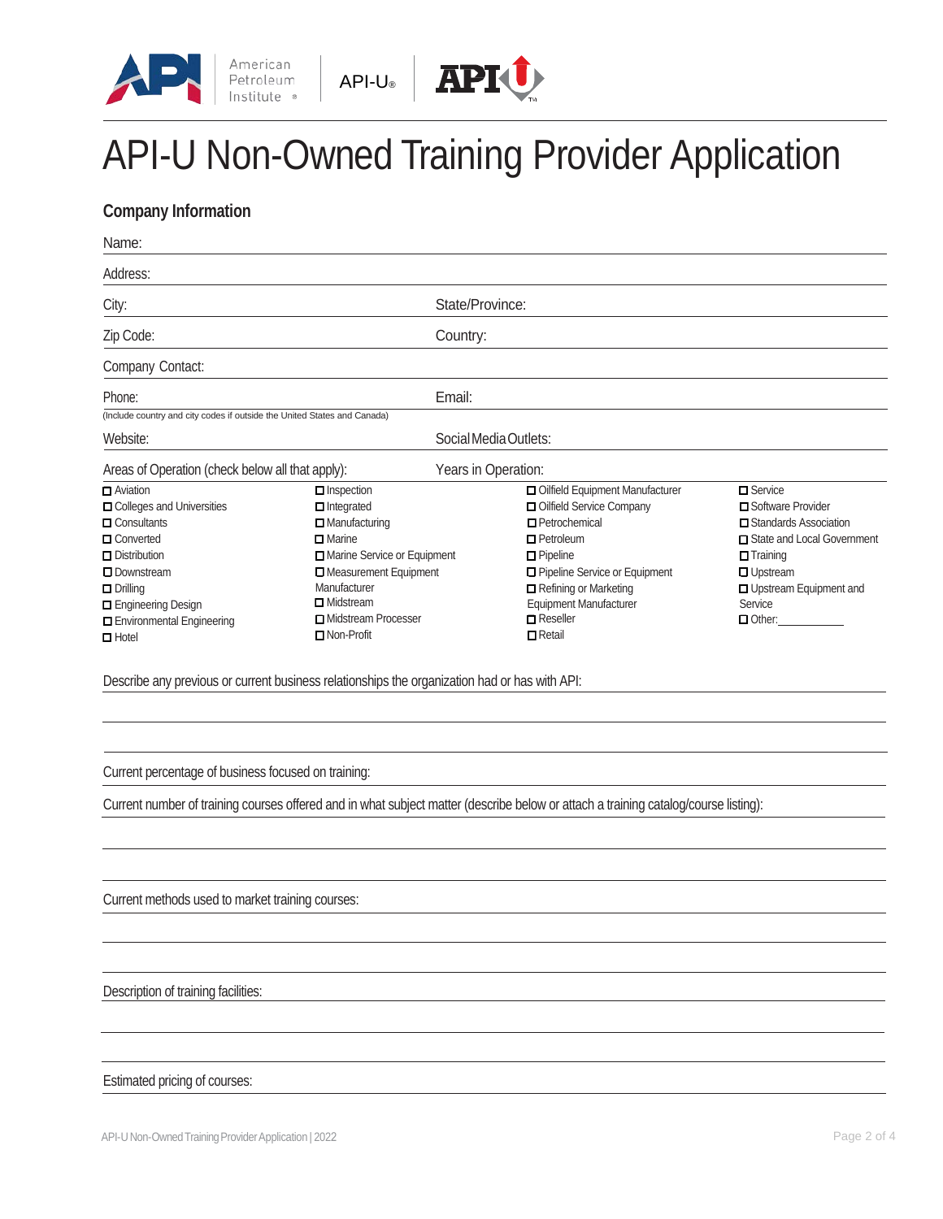# API-U Non-Owned Training Provider Application

## Company Information

Name:

Address:

City: State/Province:

Zip Code: Country:

Company Contact:

Phone: Email:

(Include country and city codes if outside the United States and Canada)

Website: Social Media Outlets:

Areas of Operation (check below all that apply): Years in Operation:

- ☐ Aviation
- ☐ Colleges and Universities
- ☐ Consultants
- ☐ Converted
- ☐ Distribution
- ☐ Downstream
- ☐ Drilling
- ☐ Engineering Design
- ☐ Environmental Engineering
- ☐ Hotel
- ☐ Inspection
- ☐ Integrated
- ☐ Manufacturing
- ☐ Marine
- ☐ Marine Service or Equipment
- ☐ Measurement Equipment Manufacturer
- ☐ Midstream
- ☐ Midstream Processer
- ☐ Non-Profit
- ☐ Oilfield Equipment Manufacturer
- ☐ Oilfield Service Company
- ☐ Petrochemical
- ☐ Petroleum
- ☐ Pipeline
- ☐ Pipeline Service or Equipment
- ☐ Refining or Marketing Equipment Manufacturer
- ☐ Reseller
- ☐ Retail
- ☐ Service
- ☐ Software Provider
- ☐ Standards Association
- ☐ State and Local Government
- ☐ Training
- ☐ Upstream
- ☐ Upstream Equipment and Service
- ☐ Other:___________

Describe any previous or current business relationships the organization had or has with API:

Current percentage of business focused on training:

Current number of training courses offered and in what subject matter (describe below or attach a training catalog/course listing):

Current methods used to market training courses:

Description of training facilities:

Estimated pricing of courses: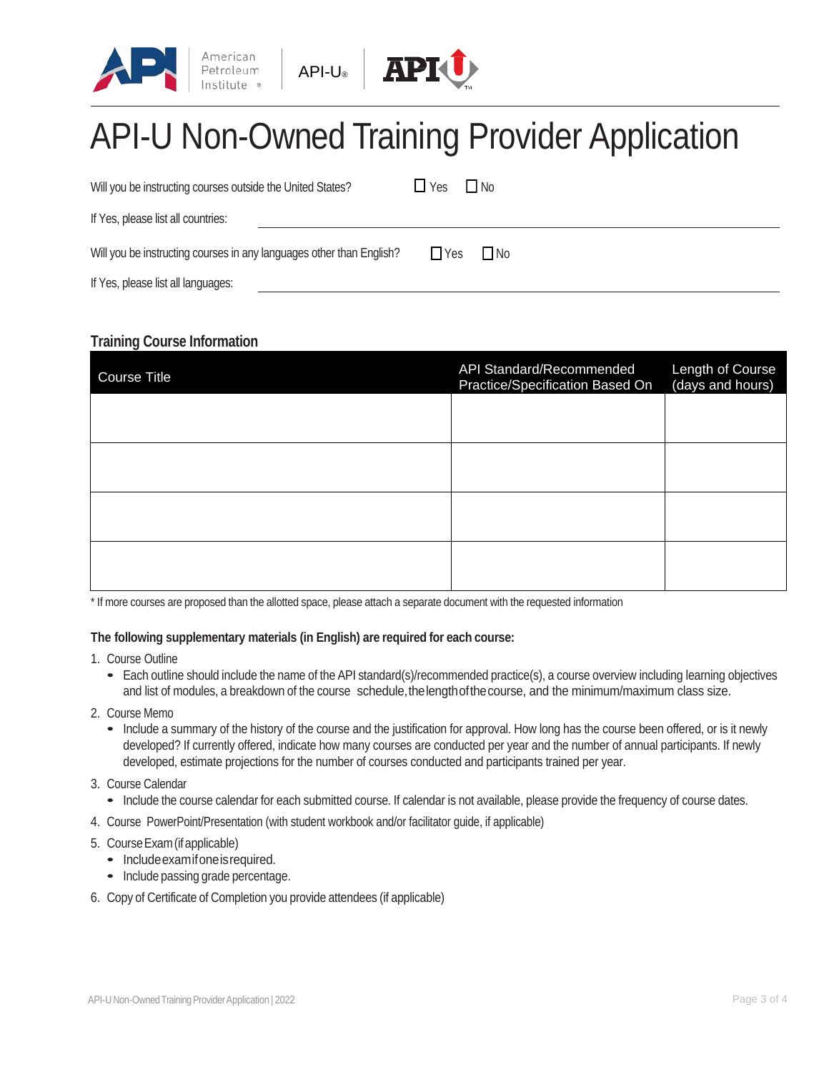# API-U Non-Owned Training Provider Application

Will you be instructing courses outside the United States? ☐ Yes ☐ No

If Yes, please list all countries: \_\_\_\_\_\_\_\_\_\_\_\_\_\_\_\_\_\_\_\_\_\_\_\_\_\_\_\_\_\_

Will you be instructing courses in any languages other than English? ☐ Yes ☐ No

If Yes, please list all languages: \_\_\_\_\_\_\_\_\_\_\_\_\_\_\_\_\_\_\_\_\_\_\_\_\_\_\_\_\_\_

## Training Course Information

| Course Title | API Standard/Recommended Practice/Specification Based On | Length of Course (days and hours) |
|---|---|---|
| | | |
| | | |
| | | |
| | | |

\* If more courses are proposed than the allotted space, please attach a separate document with the requested information

**The following supplementary materials (in English) are required for each course:**

1. Course Outline
   - Each outline should include the name of the API standard(s)/recommended practice(s), a course overview including learning objectives and list of modules, a breakdown of the course schedule, the length of the course, and the minimum/maximum class size.
2. Course Memo
   - Include a summary of the history of the course and the justification for approval. How long has the course been offered, or is it newly developed? If currently offered, indicate how many courses are conducted per year and the number of annual participants. If newly developed, estimate projections for the number of courses conducted and participants trained per year.
3. Course Calendar
   - Include the course calendar for each submitted course. If calendar is not available, please provide the frequency of course dates.
4. Course PowerPoint/Presentation (with student workbook and/or facilitator guide, if applicable)
5. Course Exam (if applicable)
   - Include exam if one is required.
   - Include passing grade percentage.
6. Copy of Certificate of Completion you provide attendees (if applicable)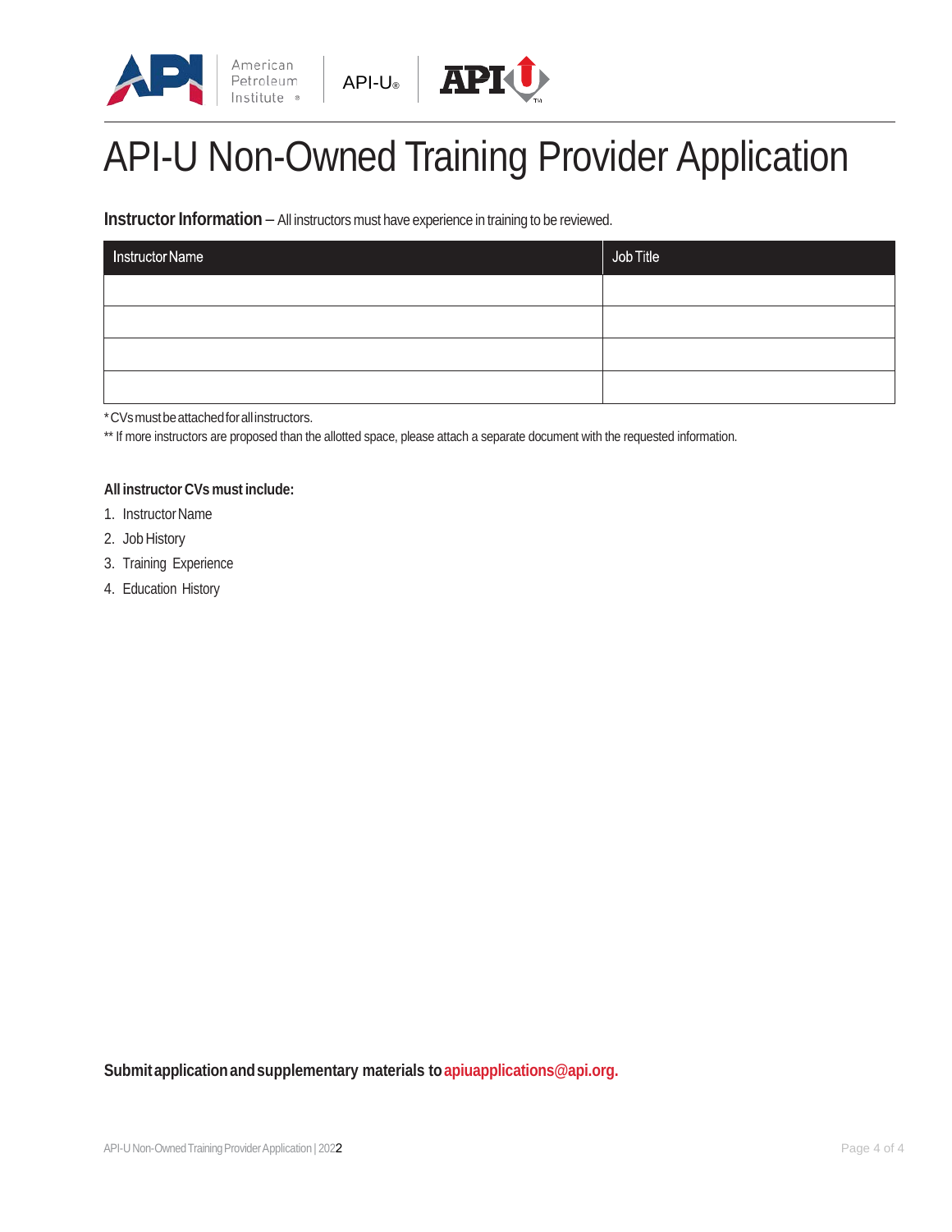# API-U Non-Owned Training Provider Application

**Instructor Information** – All instructors must have experience in training to be reviewed.

| Instructor Name | Job Title |
|---|---|
| | |
| | |
| | |
| | |

*CVs must be attached for all instructors.

** If more instructors are proposed than the allotted space, please attach a separate document with the requested information.

**All instructor CVs must include:**

1. Instructor Name
2. Job History
3. Training Experience
4. Education History

**Submit application and supplementary materials to apiuapplications@api.org.**